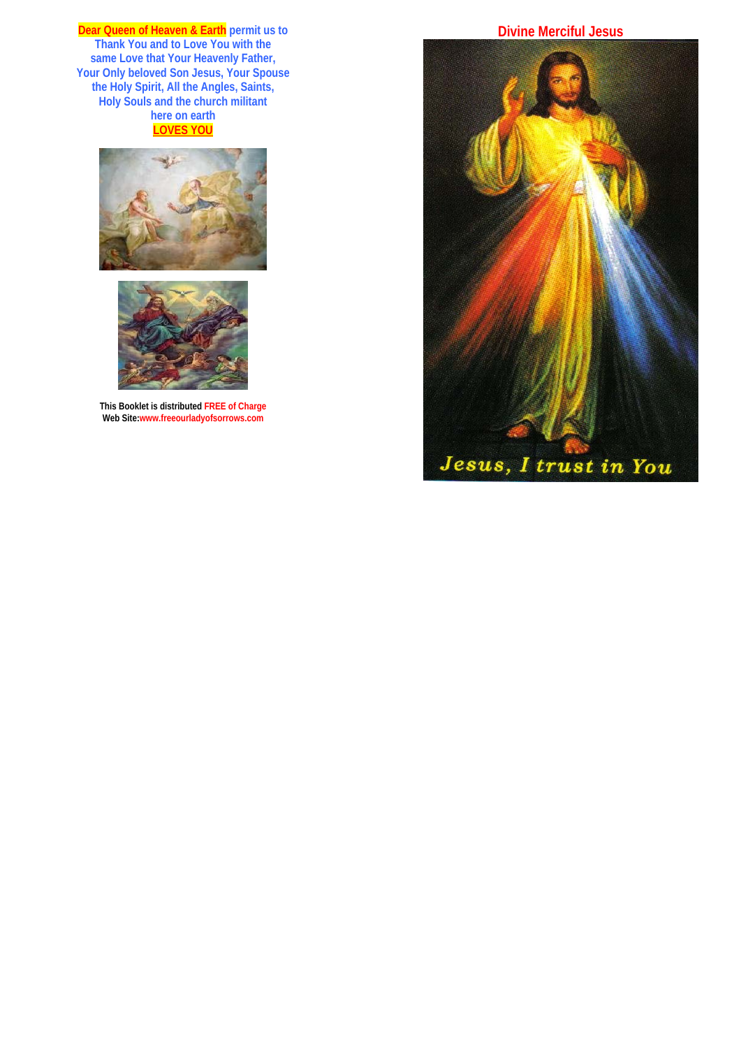**Dear Queen of Heaven & Earth** permit us to
Thank You and to Love You with the
same Love that Your Heavenly Father,
Your Only beloved Son Jesus, Your Spouse
the Holy Spirit, All the Angles, Saints,
Holy Souls and the church militant
here on earth
**LOVES YOU**

This Booklet is distributed FREE of Charge
Web Site:www.freeourladyofsorrows.com

## Divine Merciful Jesus

Jesus, I trust in You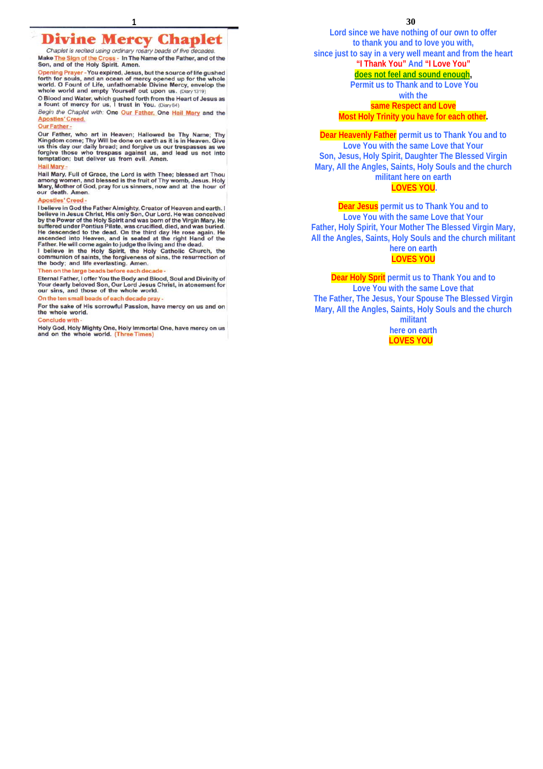# Divine Mercy Chaplet

*Chaplet is recited using ordinary rosary beads of five decades.*

Make The Sign of the Cross - In The Name of the Father, and of the Son, and of the Holy Spirit. Amen.

Opening Prayer - You expired, Jesus, but the source of life gushed forth for souls, and an ocean of mercy opened up for the whole world. O Fount of Life, unfathomable Divine Mercy, envelop the whole world and empty Yourself out upon us. (Diary 1319)

O Blood and Water, which gushed forth from the Heart of Jesus as a fount of mercy for us, I trust in You. (Diary 84)

*Begin the Chaplet with:* One Our Father, One Hail Mary and the Apostles' Creed.

Our Father -

Our Father, who art in Heaven; Hallowed be Thy Name; Thy Kingdom come; Thy Will be done on earth as it is in Heaven. Give us this day our daily bread; and forgive us our trespasses as we forgive those who trespass against us, and lead us not into temptation; but deliver us from evil. Amen.

Hail Mary -

Hail Mary, Full of Grace, the Lord is with Thee; blessed art Thou among women, and blessed is the fruit of Thy womb, Jesus. Holy Mary, Mother of God, pray for us sinners, now and at the hour of our death. Amen.

Apostles' Creed -

I believe in God the Father Almighty, Creator of Heaven and earth. I believe in Jesus Christ, His only Son, Our Lord. He was conceived by the Power of the Holy Spirit and was born of the Virgin Mary. He suffered under Pontius Pilate, was crucified, died, and was buried. He descended to the dead. On the third day He rose again. He ascended into Heaven, and is seated at the right Hand of the Father. He will come again to judge the living and the dead.

I believe in the Holy Spirit, the Holy Catholic Church, the communion of saints, the forgiveness of sins, the resurrection of the body; and life everlasting. Amen.

Then on the large beads before each decade -

Eternal Father, I offer You the Body and Blood, Soul and Divinity of Your dearly beloved Son, Our Lord Jesus Christ, in atonement for our sins, and those of the whole world.

On the ten small beads of each decade pray -

For the sake of His sorrowful Passion, have mercy on us and on the whole world.

Conclude with -

Holy God, Holy Mighty One, Holy Immortal One, have mercy on us and on the whole world. (Three Times)

Lord since we have nothing of our own to offer
to thank you and to love you with,
since just to say in a very well meant and from the heart
**"I Thank You" And "I Love You"**
**does not feel and sound enough**,
Permit us to Thank and to Love You
with the
**same Respect and Love**
**Most Holy Trinity you have for each other**.

**Dear Heavenly Father** permit us to Thank You and to
Love You with the same Love that Your
Son, Jesus, Holy Spirit, Daughter The Blessed Virgin
Mary, All the Angles, Saints, Holy Souls and the church
militant here on earth
**LOVES YOU**.

**Dear Jesus** permit us to Thank You and to
Love You with the same Love that Your
Father, Holy Spirit, Your Mother The Blessed Virgin Mary,
All the Angles, Saints, Holy Souls and the church militant
here on earth
**LOVES YOU**

**Dear Holy Sprit** permit us to Thank You and to
Love You with the same Love that
The Father, The Jesus, Your Spouse The Blessed Virgin
Mary, All the Angles, Saints, Holy Souls and the church
militant
here on earth
**LOVES YOU**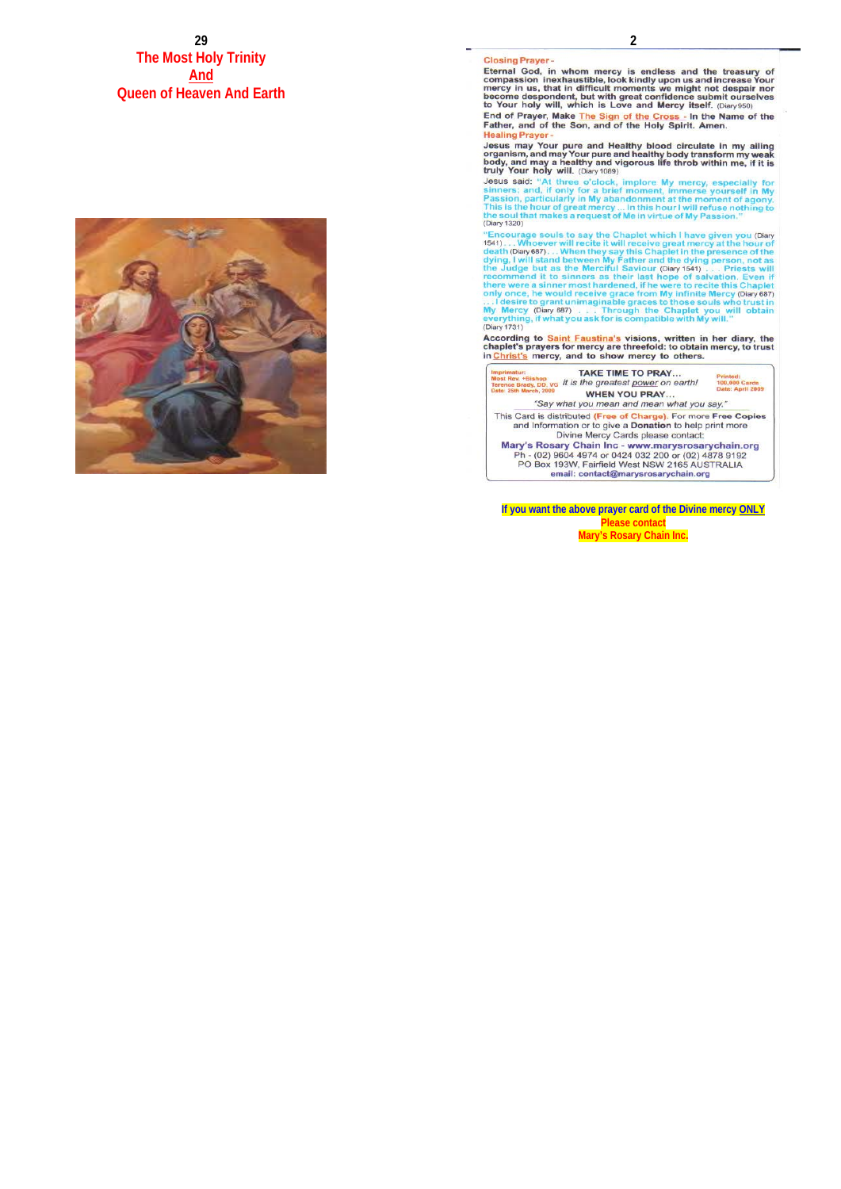# The Most Holy Trinity
# And
# Queen of Heaven And Earth

**Closing Prayer -**

**Eternal God, in whom mercy is endless and the treasury of compassion inexhaustible, look kindly upon us and increase Your mercy in us, that in difficult moments we might not despair nor become despondent, but with great confidence submit ourselves to Your holy will, which is Love and Mercy itself.** (Diary 950)

**End of Prayer, Make** The Sign of the Cross - **In the Name of the Father, and of the Son, and of the Holy Spirit. Amen.**

**Healing Prayer -**

**Jesus may Your pure and Healthy blood circulate in my ailing organism, and may Your pure and healthy body transform my weak body, and may a healthy and vigorous life throb within me, if it is truly Your holy will.** (Diary 1089)

Jesus said: "At three o'clock, implore My mercy, especially for sinners; and, if only for a brief moment, immerse yourself in My Passion, particularly in My abandonment at the moment of agony. This is the hour of great mercy ... In this hour I will refuse nothing to the soul that makes a request of Me in virtue of My Passion." (Diary 1320)

"Encourage souls to say the Chaplet which I have given you (Diary 1541) . . . Whoever will recite it will receive great mercy at the hour of death (Diary 687) . . . When they say this Chaplet in the presence of the dying, I will stand between My Father and the dying person, not as the Judge but as the Merciful Saviour (Diary 1541) . . . Priests will recommend it to sinners as their last hope of salvation. Even if there were a sinner most hardened, if he were to recite this Chaplet only once, he would receive grace from My infinite Mercy (Diary 687) . . . I desire to grant unimaginable graces to those souls who trust in My Mercy (Diary 687) . . . Through the Chaplet you will obtain everything, if what you ask for is compatible with My will." (Diary 1731)

**According to** Saint Faustina's **visions, written in her diary, the chaplet's prayers for mercy are threefold: to obtain mercy, to trust in** Christ's **mercy, and to show mercy to others.**

Imprimatur: Most Rev. +Bishop Terence Brady, DD, VG Date: 25th March, 2009

TAKE TIME TO PRAY...
*It is the greatest power on earth!*
WHEN YOU PRAY...
*"Say what you mean and mean what you say."*

Printed: 100,000 Cards Date: April 2009

This Card is distributed **(Free of Charge)**. For more **Free Copies** and Information or to give a **Donation** to help print more Divine Mercy Cards please contact:

**Mary's Rosary Chain Inc - www.marysrosarychain.org**
Ph - (02) 9604 4974 or 0424 032 200 or (02) 4878 9192
PO Box 193W, Fairfield West NSW 2165 AUSTRALIA
**email: contact@marysrosarychain.org**

**If you want the above prayer card of the Divine mercy ONLY**
**Please contact**
**Mary's Rosary Chain Inc.**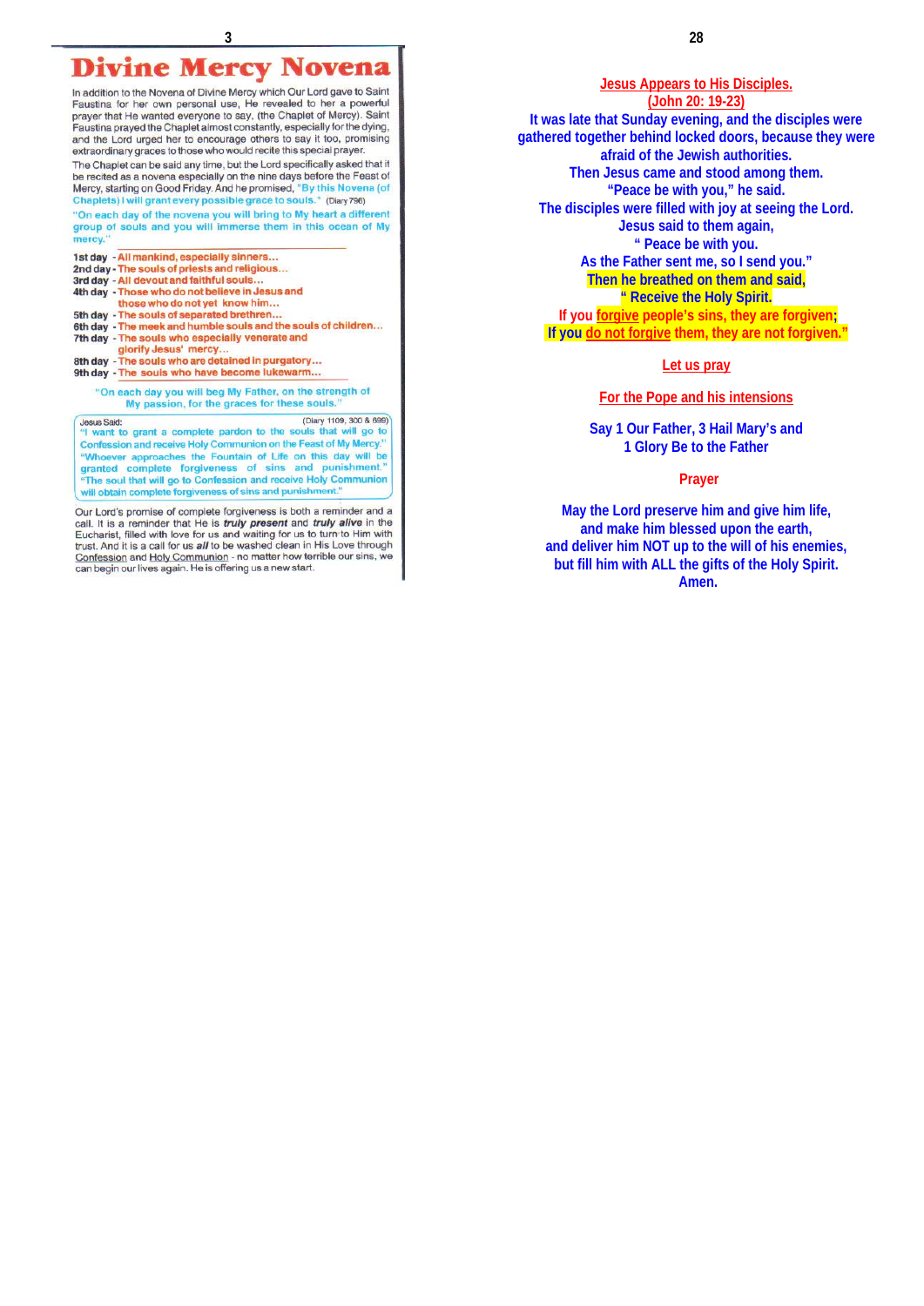# Divine Mercy Novena

In addition to the Novena of Divine Mercy which Our Lord gave to Saint Faustina for her own personal use, He revealed to her a powerful prayer that He wanted everyone to say, (the Chaplet of Mercy). Saint Faustina prayed the Chaplet almost constantly, especially for the dying, and the Lord urged her to encourage others to say it too, promising extraordinary graces to those who would recite this special prayer.

The Chaplet can be said any time, but the Lord specifically asked that it be recited as a novena especially on the nine days before the Feast of Mercy, starting on Good Friday. And he promised, "By this Novena (of Chaplets) I will grant every possible grace to souls." (Diary 796)

"On each day of the novena you will bring to My heart a different group of souls and you will immerse them in this ocean of My mercy."

- **1st day** - All mankind, especially sinners...
- **2nd day** - The souls of priests and religious...
- **3rd day** - All devout and faithful souls...
- **4th day** - Those who do not believe in Jesus and those who do not yet know him...
- **5th day** - The souls of separated brethren...
- **6th day** - The meek and humble souls and the souls of children...
- **7th day** - The souls who especially venerate and glorify Jesus' mercy...
- **8th day** - The souls who are detained in purgatory...
- **9th day** - The souls who have become lukewarm...

"On each day you will beg My Father, on the strength of My passion, for the graces for these souls."

Jesus Said: (Diary 1109, 300 & 699)

"I want to grant a complete pardon to the souls that will go to Confession and receive Holy Communion on the Feast of My Mercy."

"Whoever approaches the Fountain of Life on this day will be granted complete forgiveness of sins and punishment."

"The soul that will go to Confession and receive Holy Communion will obtain complete forgiveness of sins and punishment."

Our Lord's promise of complete forgiveness is both a reminder and a call. It is a reminder that He is ***truly present*** and ***truly alive*** in the Eucharist, filled with love for us and waiting for us to turn to Him with trust. And it is a call for us ***all*** to be washed clean in His Love through Confession and Holy Communion - no matter how terrible our sins, we can begin our lives again. He is offering us a new start.

## Jesus Appears to His Disciples.
(John 20: 19-23)

It was late that Sunday evening, and the disciples were gathered together behind locked doors, because they were afraid of the Jewish authorities.
Then Jesus came and stood among them.
"Peace be with you," he said.
The disciples were filled with joy at seeing the Lord.
Jesus said to them again,
" Peace be with you.
As the Father sent me, so I send you."
Then he breathed on them and said,
" Receive the Holy Spirit.
If you forgive people's sins, they are forgiven;
If you do not forgive them, they are not forgiven."

Let us pray

For the Pope and his intensions

Say 1 Our Father, 3 Hail Mary's and
1 Glory Be to the Father

Prayer

May the Lord preserve him and give him life,
and make him blessed upon the earth,
and deliver him NOT up to the will of his enemies,
but fill him with ALL the gifts of the Holy Spirit.
Amen.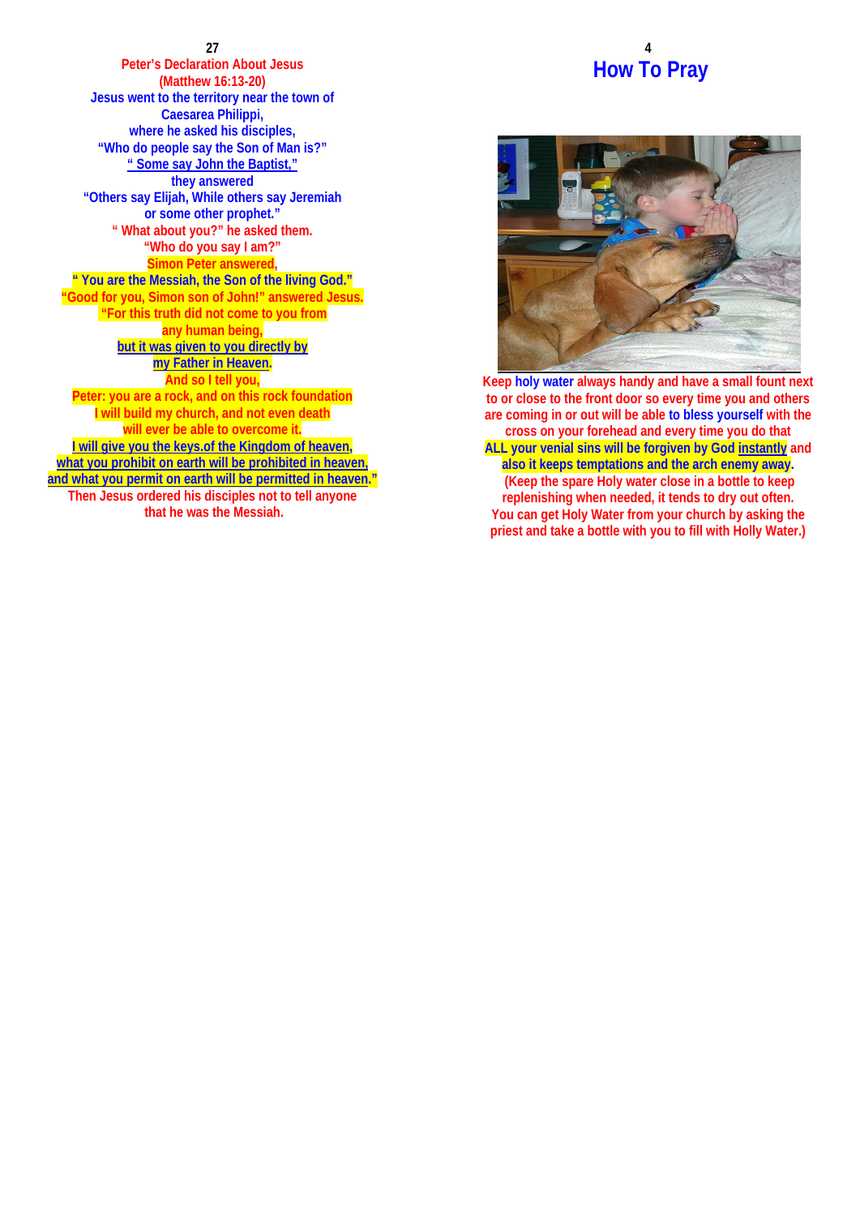## Peter's Declaration About Jesus

**(Matthew 16:13-20)**

Jesus went to the territory near the town of Caesarea Philippi,
where he asked his disciples,
"Who do people say the Son of Man is?"
" Some say John the Baptist,"
they answered
"Others say Elijah, While others say Jeremiah
or some other prophet."
" What about you?" he asked them.
"Who do you say I am?"
Simon Peter answered,
" You are the Messiah, the Son of the living God."
"Good for you, Simon son of John!" answered Jesus.
"For this truth did not come to you from
any human being,
but it was given to you directly by
my Father in Heaven.
And so I tell you,
Peter: you are a rock, and on this rock foundation
I will build my church, and not even death
will ever be able to overcome it.
I will give you the keys.of the Kingdom of heaven,
what you prohibit on earth will be prohibited in heaven,
and what you permit on earth will be permitted in heaven."
Then Jesus ordered his disciples not to tell anyone
that he was the Messiah.

# How To Pray

Keep holy water always handy and have a small fount next to or close to the front door so every time you and others are coming in or out will be able to bless yourself with the cross on your forehead and every time you do that ALL your venial sins will be forgiven by God instantly and also it keeps temptations and the arch enemy away. (Keep the spare Holy water close in a bottle to keep replenishing when needed, it tends to dry out often. You can get Holy Water from your church by asking the priest and take a bottle with you to fill with Holly Water.)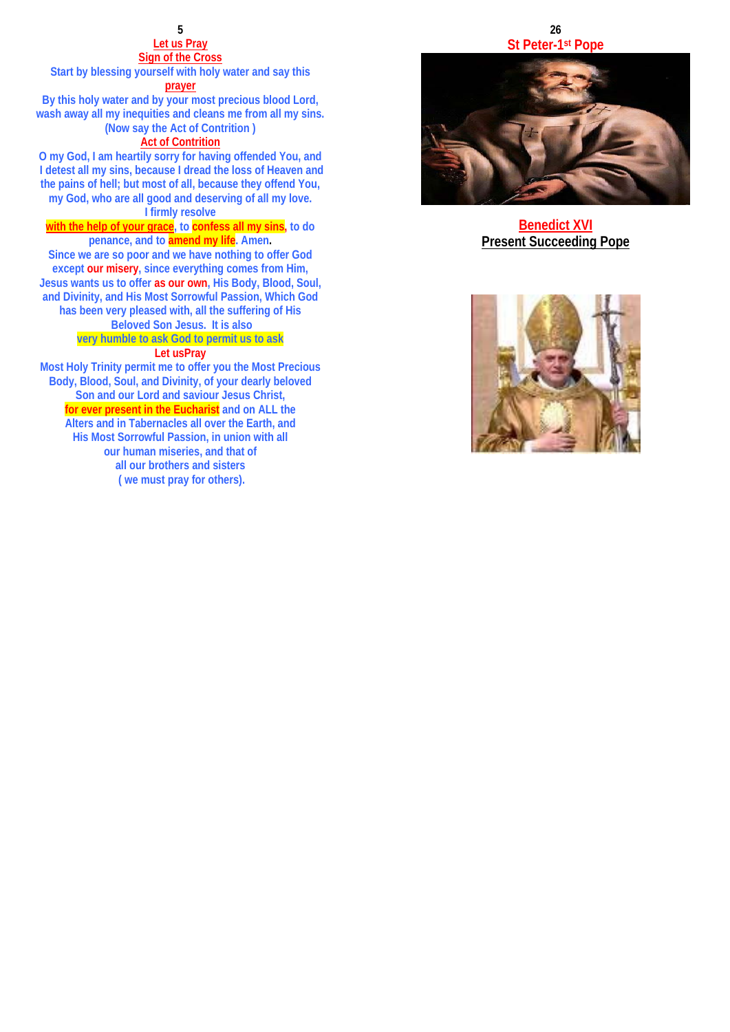## Let us Pray

## Sign of the Cross

Start by blessing yourself with holy water and say this **prayer**

By this holy water and by your most precious blood Lord, wash away all my inequities and cleans me from all my sins. (Now say the Act of Contrition )

## Act of Contrition

O my God, I am heartily sorry for having offended You, and I detest all my sins, because I dread the loss of Heaven and the pains of hell; but most of all, because they offend You, my God, who are all good and deserving of all my love. I firmly resolve

with the help of your grace, to confess all my sins, to do penance, and to amend my life. Amen.

Since we are so poor and we have nothing to offer God except our misery, since everything comes from Him, Jesus wants us to offer as our own, His Body, Blood, Soul, and Divinity, and His Most Sorrowful Passion, Which God has been very pleased with, all the suffering of His Beloved Son Jesus. It is also very humble to ask God to permit us to ask

Let usPray

Most Holy Trinity permit me to offer you the Most Precious Body, Blood, Soul, and Divinity, of your dearly beloved Son and our Lord and saviour Jesus Christ, for ever present in the Eucharist and on ALL the Alters and in Tabernacles all over the Earth, and His Most Sorrowful Passion, in union with all our human miseries, and that of all our brothers and sisters ( we must pray for others).

## St Peter-1st Pope

**Benedict XVI**

**Present Succeeding Pope**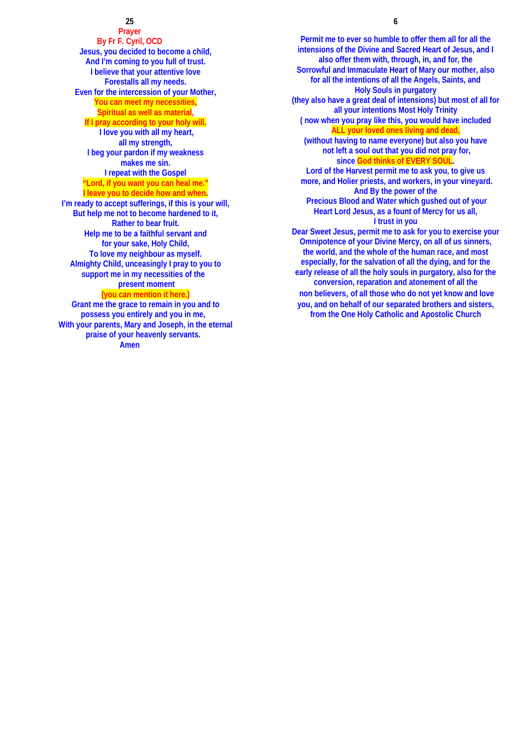## Prayer

**By Fr F. Cyril, OCD**

Jesus, you decided to become a child,
And I'm coming to you full of trust.
I believe that your attentive love
Forestalls all my needs.
Even for the intercession of your Mother,
You can meet my necessities,
Spiritual as well as material,
If I pray according to your holy will.
I love you with all my heart,
all my strength,
I beg your pardon if my weakness
makes me sin.
I repeat with the Gospel
"Lord, if you want you can heal me."
I leave you to decide how and when.
I'm ready to accept sufferings, if this is your will,
But help me not to become hardened to it,
Rather to bear fruit.
Help me to be a faithful servant and
for your sake, Holy Child,
To love my neighbour as myself.
Almighty Child, unceasingly I pray to you to
support me in my necessities of the
present moment
(you can mention it here.)
Grant me the grace to remain in you and to
possess you entirely and you in me,
With your parents, Mary and Joseph, in the eternal
praise of your heavenly servants.
Amen

Permit me to ever so humble to offer them all for all the intensions of the Divine and Sacred Heart of Jesus, and I also offer them with, through, in, and for, the Sorrowful and Immaculate Heart of Mary our mother, also for all the intentions of all the Angels, Saints, and Holy Souls in purgatory
(they also have a great deal of intensions) but most of all for all your intentions Most Holy Trinity
( now when you pray like this, you would have included ALL your loved ones living and dead,
(without having to name everyone) but also you have not left a soul out that you did not pray for,
since God thinks of EVERY SOUL.
Lord of the Harvest permit me to ask you, to give us more, and Holier priests, and workers, in your vineyard.
And By the power of the
Precious Blood and Water which gushed out of your Heart Lord Jesus, as a fount of Mercy for us all,
I trust in you
Dear Sweet Jesus, permit me to ask for you to exercise your Omnipotence of your Divine Mercy, on all of us sinners, the world, and the whole of the human race, and most especially, for the salvation of all the dying, and for the early release of all the holy souls in purgatory, also for the conversion, reparation and atonement of all the non believers, of all those who do not yet know and love you, and on behalf of our separated brothers and sisters, from the One Holy Catholic and Apostolic Church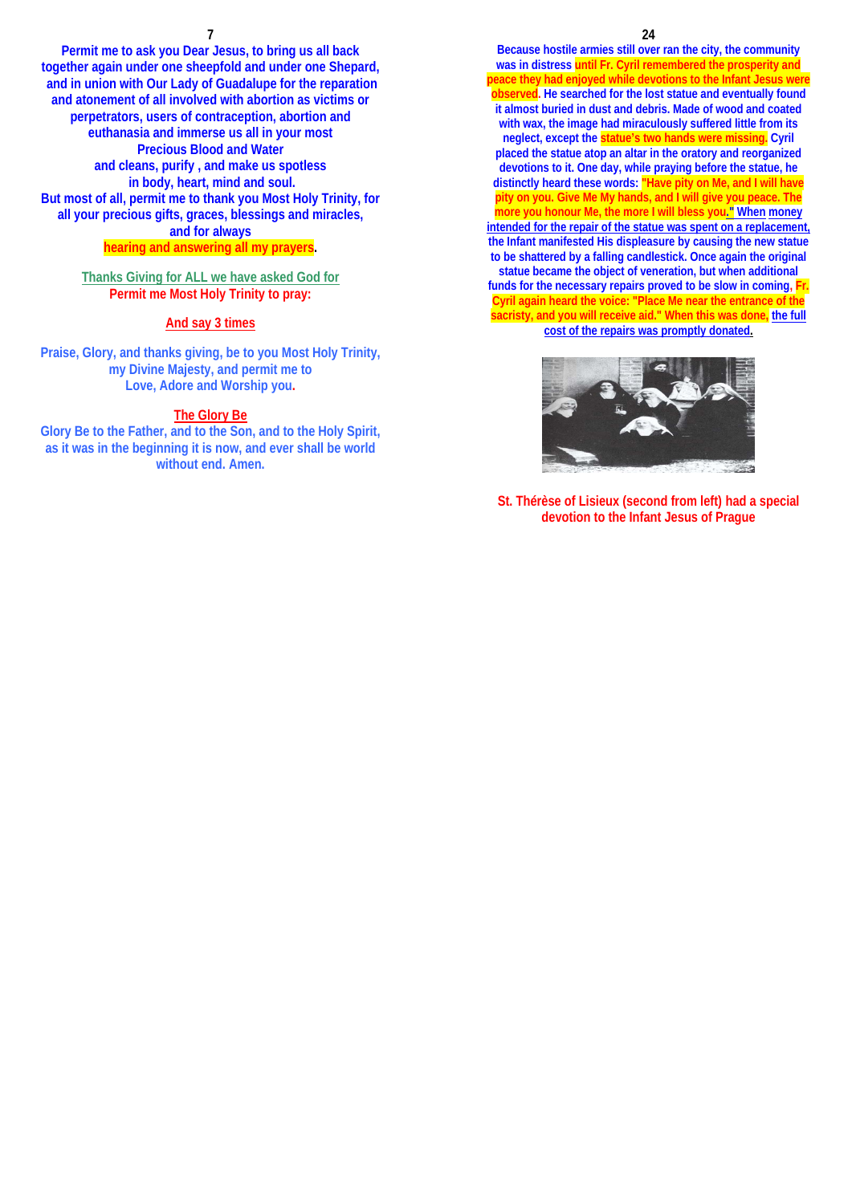Permit me to ask you Dear Jesus, to bring us all back together again under one sheepfold and under one Shepard, and in union with Our Lady of Guadalupe for the reparation and atonement of all involved with abortion as victims or perpetrators, users of contraception, abortion and euthanasia and immerse us all in your most Precious Blood and Water and cleans, purify , and make us spotless in body, heart, mind and soul.
But most of all, permit me to thank you Most Holy Trinity, for all your precious gifts, graces, blessings and miracles, and for always hearing and answering all my prayers.

Thanks Giving for ALL we have asked God for
Permit me Most Holy Trinity to pray:

And say 3 times

Praise, Glory, and thanks giving, be to you Most Holy Trinity, my Divine Majesty, and permit me to Love, Adore and Worship you.

The Glory Be
Glory Be to the Father, and to the Son, and to the Holy Spirit, as it was in the beginning it is now, and ever shall be world without end. Amen.

Because hostile armies still over ran the city, the community was in distress until Fr. Cyril remembered the prosperity and peace they had enjoyed while devotions to the Infant Jesus were observed. He searched for the lost statue and eventually found it almost buried in dust and debris. Made of wood and coated with wax, the image had miraculously suffered little from its neglect, except the statue's two hands were missing. Cyril placed the statue atop an altar in the oratory and reorganized devotions to it. One day, while praying before the statue, he distinctly heard these words: "Have pity on Me, and I will have pity on you. Give Me My hands, and I will give you peace. The more you honour Me, the more I will bless you." When money intended for the repair of the statue was spent on a replacement, the Infant manifested His displeasure by causing the new statue to be shattered by a falling candlestick. Once again the original statue became the object of veneration, but when additional funds for the necessary repairs proved to be slow in coming, Fr. Cyril again heard the voice: "Place Me near the entrance of the sacristy, and you will receive aid." When this was done, the full cost of the repairs was promptly donated.

St. Thérèse of Lisieux (second from left) had a special devotion to the Infant Jesus of Prague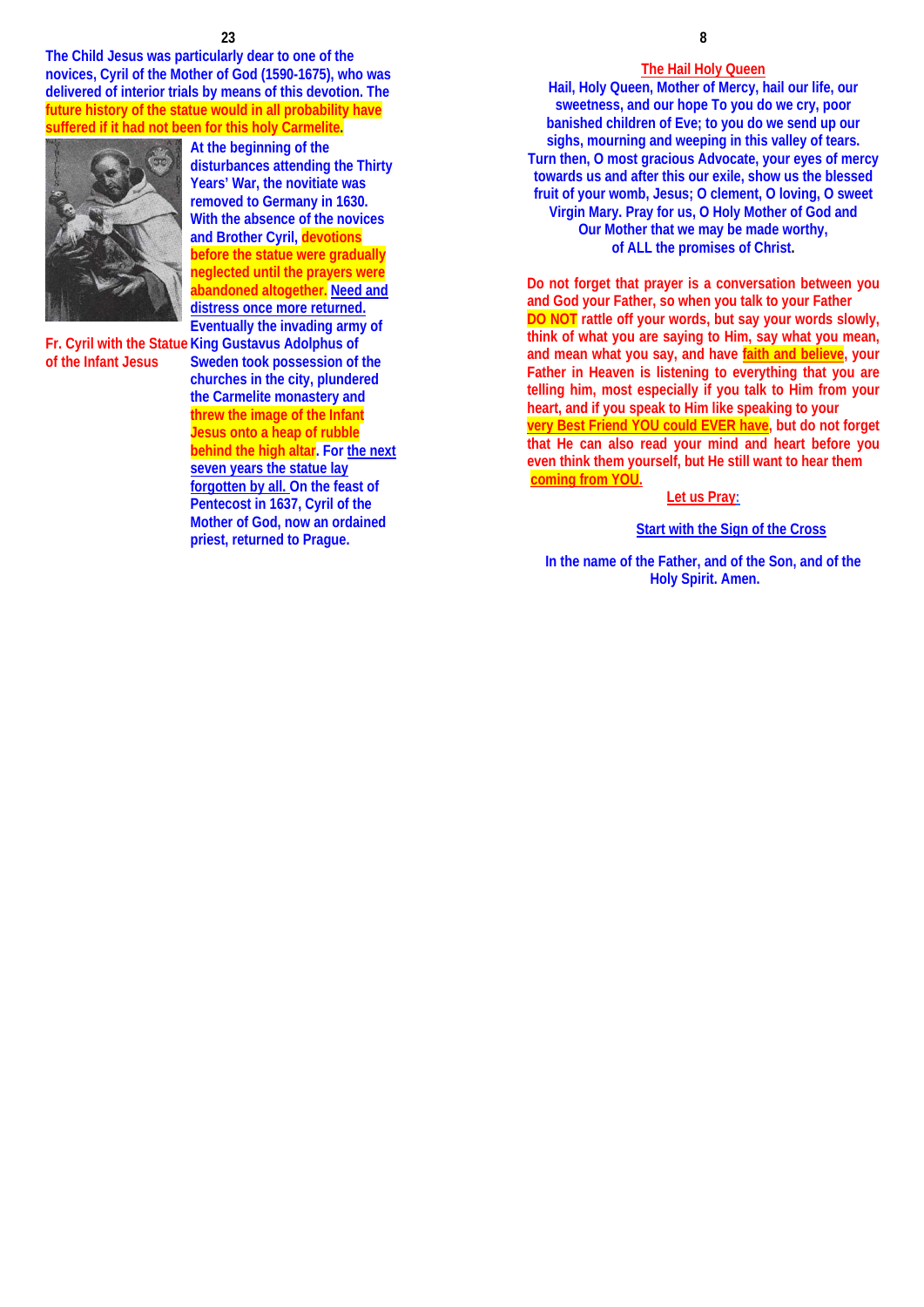The Child Jesus was particularly dear to one of the novices, Cyril of the Mother of God (1590-1675), who was delivered of interior trials by means of this devotion. The future history of the statue would in all probability have suffered if it had not been for this holy Carmelite.

Fr. Cyril with the Statue of the Infant Jesus

At the beginning of the disturbances attending the Thirty Years' War, the novitiate was removed to Germany in 1630. With the absence of the novices and Brother Cyril, devotions before the statue were gradually neglected until the prayers were abandoned altogether. Need and distress once more returned. Eventually the invading army of King Gustavus Adolphus of Sweden took possession of the churches in the city, plundered the Carmelite monastery and threw the image of the Infant Jesus onto a heap of rubble behind the high altar. For the next seven years the statue lay forgotten by all. On the feast of Pentecost in 1637, Cyril of the Mother of God, now an ordained priest, returned to Prague.

## The Hail Holy Queen

Hail, Holy Queen, Mother of Mercy, hail our life, our sweetness, and our hope To you do we cry, poor banished children of Eve; to you do we send up our sighs, mourning and weeping in this valley of tears. Turn then, O most gracious Advocate, your eyes of mercy towards us and after this our exile, show us the blessed fruit of your womb, Jesus; O clement, O loving, O sweet Virgin Mary. Pray for us, O Holy Mother of God and Our Mother that we may be made worthy, of ALL the promises of Christ.

Do not forget that prayer is a conversation between you and God your Father, so when you talk to your Father DO NOT rattle off your words, but say your words slowly, think of what you are saying to Him, say what you mean, and mean what you say, and have faith and believe, your Father in Heaven is listening to everything that you are telling him, most especially if you talk to Him from your heart, and if you speak to Him like speaking to your very Best Friend YOU could EVER have, but do not forget that He can also read your mind and heart before you even think them yourself, but He still want to hear them coming from YOU.

Let us Pray:

Start with the Sign of the Cross

In the name of the Father, and of the Son, and of the Holy Spirit. Amen.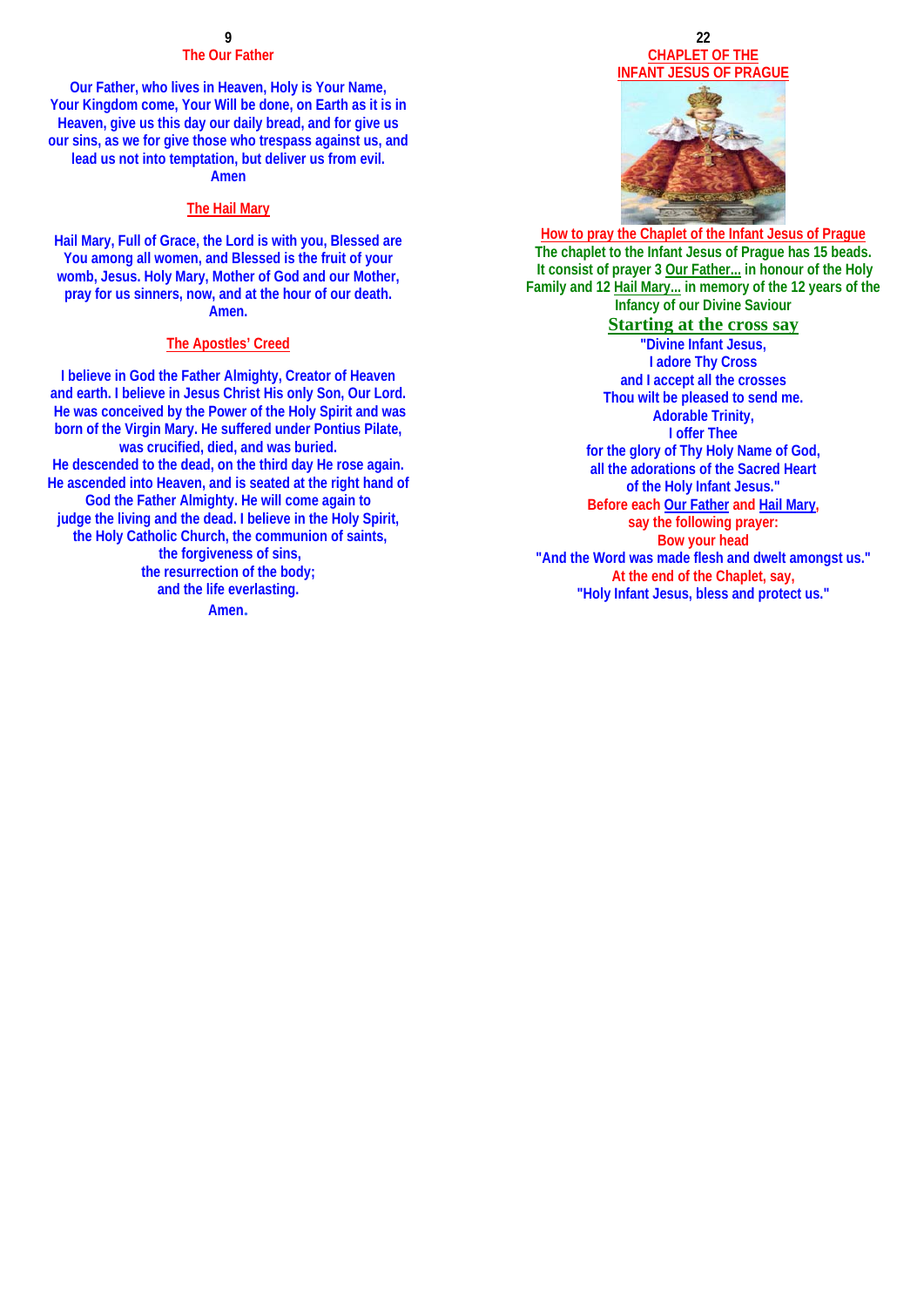## The Our Father

Our Father, who lives in Heaven, Holy is Your Name, Your Kingdom come, Your Will be done, on Earth as it is in Heaven, give us this day our daily bread, and for give us our sins, as we for give those who trespass against us, and lead us not into temptation, but deliver us from evil. Amen

## The Hail Mary

Hail Mary, Full of Grace, the Lord is with you, Blessed are You among all women, and Blessed is the fruit of your womb, Jesus. Holy Mary, Mother of God and our Mother, pray for us sinners, now, and at the hour of our death. Amen.

## The Apostles' Creed

I believe in God the Father Almighty, Creator of Heaven and earth. I believe in Jesus Christ His only Son, Our Lord. He was conceived by the Power of the Holy Spirit and was born of the Virgin Mary. He suffered under Pontius Pilate, was crucified, died, and was buried.
He descended to the dead, on the third day He rose again. He ascended into Heaven, and is seated at the right hand of God the Father Almighty. He will come again to judge the living and the dead. I believe in the Holy Spirit, the Holy Catholic Church, the communion of saints, the forgiveness of sins, the resurrection of the body; and the life everlasting.
Amen.

## CHAPLET OF THE INFANT JESUS OF PRAGUE

### How to pray the Chaplet of the Infant Jesus of Prague

The chaplet to the Infant Jesus of Prague has 15 beads. It consist of prayer 3 Our Father... in honour of the Holy Family and 12 Hail Mary... in memory of the 12 years of the Infancy of our Divine Saviour

### Starting at the cross say

"Divine Infant Jesus,
I adore Thy Cross
and I accept all the crosses
Thou wilt be pleased to send me.
Adorable Trinity,
I offer Thee
for the glory of Thy Holy Name of God,
all the adorations of the Sacred Heart
of the Holy Infant Jesus."

Before each Our Father and Hail Mary,
say the following prayer:
Bow your head
"And the Word was made flesh and dwelt amongst us."
At the end of the Chaplet, say,
"Holy Infant Jesus, bless and protect us."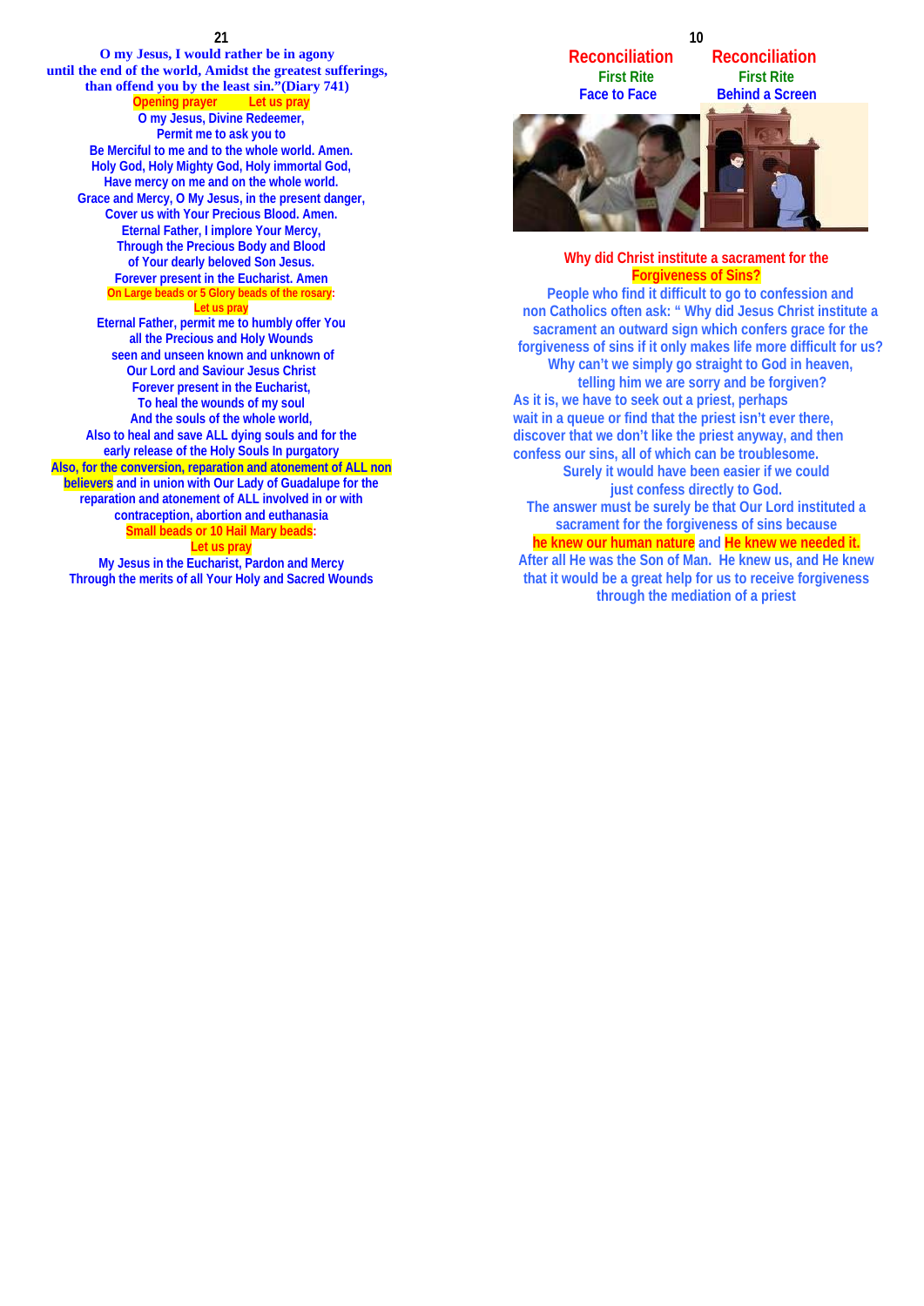**O my Jesus, I would rather be in agony until the end of the world, Amidst the greatest sufferings, than offend you by the least sin."(Diary 741)**

**Opening prayer Let us pray**

O my Jesus, Divine Redeemer,
Permit me to ask you to
Be Merciful to me and to the whole world. Amen.
Holy God, Holy Mighty God, Holy immortal God,
Have mercy on me and the whole world.
Grace and Mercy, O My Jesus, in the present danger,
Cover us with Your Precious Blood. Amen.
Eternal Father, I implore Your Mercy,
Through the Precious Body and Blood
of Your dearly beloved Son Jesus.
Forever present in the Eucharist. Amen

**On Large beads or 5 Glory beads of the rosary:**

**Let us pray**

Eternal Father, permit me to humbly offer You
all the Precious and Holy Wounds
seen and unseen known and unknown of
Our Lord and Saviour Jesus Christ
Forever present in the Eucharist,
To heal the wounds of my soul
And the souls of the whole world,
Also to heal and save ALL dying souls and for the
early release of the Holy Souls In purgatory
Also, for the conversion, reparation and atonement of ALL non believers and in union with Our Lady of Guadalupe for the reparation and atonement of ALL involved in or with contraception, abortion and euthanasia

**Small beads or 10 Hail Mary beads:**

**Let us pray**

My Jesus in the Eucharist, Pardon and Mercy
Through the merits of all Your Holy and Sacred Wounds

## Reconciliation — First Rite — Face to Face

## Reconciliation — First Rite — Behind a Screen

### Why did Christ institute a sacrament for the Forgiveness of Sins?

People who find it difficult to go to confession and non Catholics often ask: " Why did Jesus Christ institute a sacrament an outward sign which confers grace for the forgiveness of sins if it only makes life more difficult for us? Why can't we simply go straight to God in heaven, telling him we are sorry and be forgiven?

As it is, we have to seek out a priest, perhaps wait in a queue or find that the priest isn't ever there, discover that we don't like the priest anyway, and then confess our sins, all of which can be troublesome.

Surely it would have been easier if we could just confess directly to God.

The answer must be surely be that Our Lord instituted a sacrament for the forgiveness of sins because **he knew our human nature** and **He knew we needed it.** After all He was the Son of Man. He knew us, and He knew that it would be a great help for us to receive forgiveness through the mediation of a priest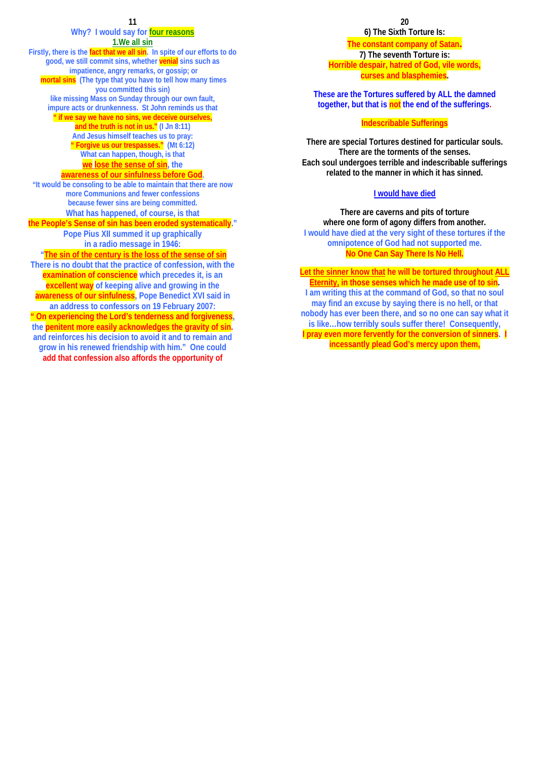Why? I would say for **four reasons**

**1.We all sin**

Firstly, there is the **fact that we all sin**. In spite of our efforts to do good, we still commit sins, whether **venial** sins such as impatience, angry remarks, or gossip; or **mortal sins** (The type that you have to tell how many times you committed this sin) like missing Mass on Sunday through our own fault, impure acts or drunkenness. St John reminds us that **" if we say we have no sins, we deceive ourselves, and the truth is not in us."** (I Jn 8:11)

And Jesus himself teaches us to pray: **" Forgive us our trespasses."** (Mt 6:12)

What can happen, though, is that **we lose the sense of sin**, the **awareness of our sinfulness before God**.

"It would be consoling to be able to maintain that there are now more Communions and fewer confessions because fewer sins are being committed.

What has happened, of course, is that **the People's Sense of sin has been eroded systematically**."

Pope Pius XII summed it up graphically in a radio message in 1946:

"**The sin of the century is the loss of the sense of sin**

There is no doubt that the practice of confession, with the **examination of conscience** which precedes it, is an **excellent way** of keeping alive and growing in the **awareness of our sinfulness**, Pope Benedict XVI said in an address to confessors on 19 February 2007:

**" On experiencing the Lord's tenderness and forgiveness**, the **penitent more easily acknowledges the gravity of sin**, and reinforces his decision to avoid it and to remain and grow in his renewed friendship with him." One could add that confession also affords the opportunity of

**6) The Sixth Torture Is:**

**The constant company of Satan.**

**7) The seventh Torture is:**

**Horrible despair, hatred of God, vile words, curses and blasphemies.**

**These are the Tortures suffered by ALL the damned together, but that is not the end of the sufferings.**

**Indescribable Sufferings**

**There are special Tortures destined for particular souls. There are the torments of the senses. Each soul undergoes terrible and indescribable sufferings related to the manner in which it has sinned.**

**I would have died**

**There are caverns and pits of torture where one form of agony differs from another.**

I would have died at the very sight of these tortures if the omnipotence of God had not supported me.

**No One Can Say There Is No Hell.**

**Let the sinner know that he will be tortured throughout ALL Eternity, in those senses which he made use of to sin.**

I am writing this at the command of God, so that no soul may find an excuse by saying there is no hell, or that nobody has ever been there, and so no one can say what it is like…how terribly souls suffer there! Consequently, **I pray even more fervently for the conversion of sinners. I incessantly plead God's mercy upon them,**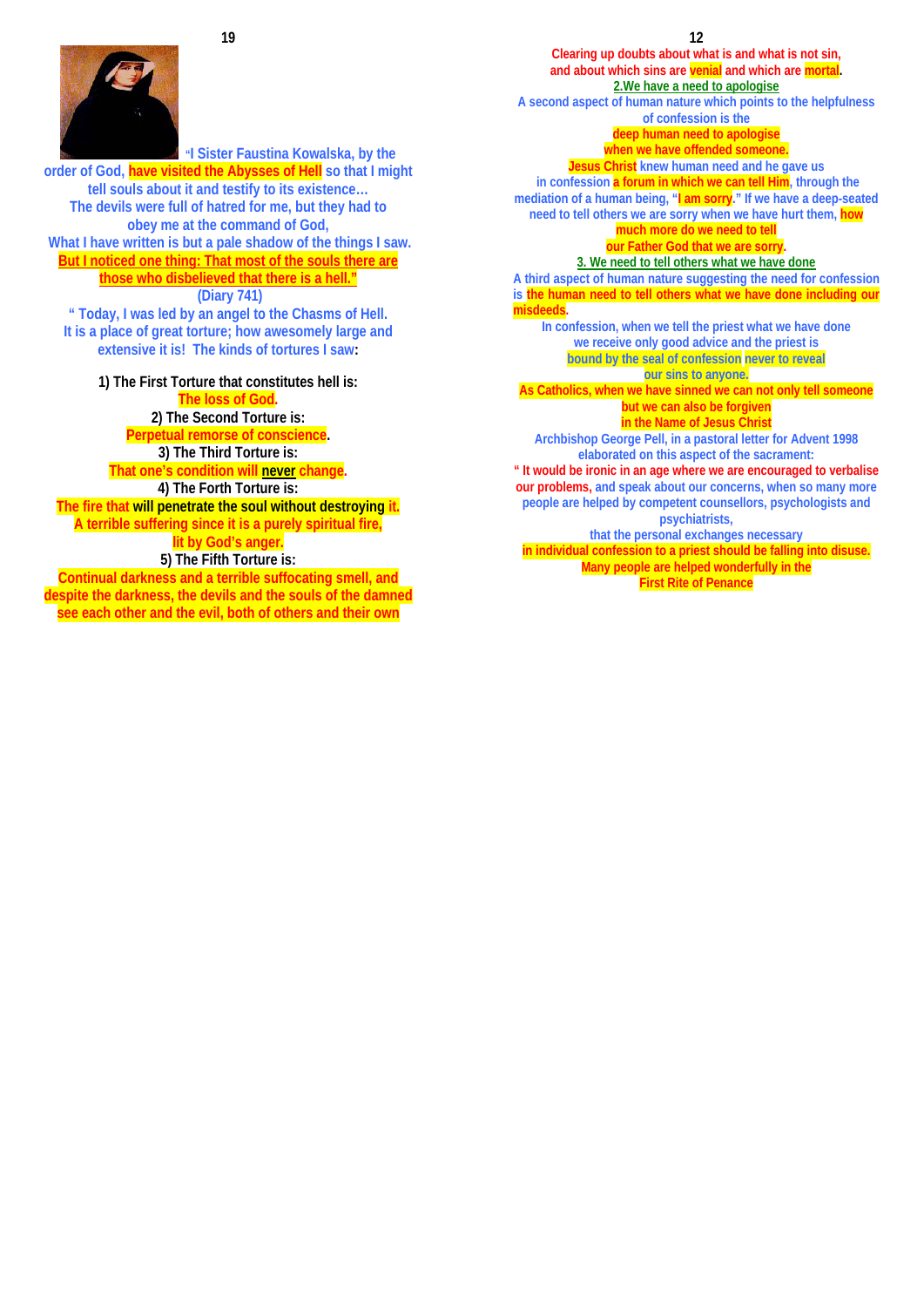"I Sister Faustina Kowalska, by the order of God, have visited the Abysses of Hell so that I might tell souls about it and testify to its existence…
The devils were full of hatred for me, but they had to obey me at the command of God,
What I have written is but a pale shadow of the things I saw.
But I noticed one thing: That most of the souls there are those who disbelieved that there is a hell."
(Diary 741)

" Today, I was led by an angel to the Chasms of Hell.
It is a place of great torture; how awesomely large and extensive it is! The kinds of tortures I saw:

1) The First Torture that constitutes hell is:
The loss of God.

2) The Second Torture is:
Perpetual remorse of conscience.

3) The Third Torture is:
That one's condition will **never** change.

4) The Forth Torture is:
The fire that will penetrate the soul without destroying it.
A terrible suffering since it is a purely spiritual fire, lit by God's anger.

5) The Fifth Torture is:
Continual darkness and a terrible suffocating smell, and despite the darkness, the devils and the souls of the damned see each other and the evil, both of others and their own

---

**Clearing up doubts about what is and what is not sin, and about which sins are venial and which are mortal.**

## 2.We have a need to apologise

A second aspect of human nature which points to the helpfulness of confession is the deep human need to apologise when we have offended someone.
Jesus Christ knew human need and he gave us in confession a forum in which we can tell Him, through the mediation of a human being, "I am sorry." If we have a deep-seated need to tell others we are sorry when we have hurt them, how much more do we need to tell our Father God that we are sorry.

## 3. We need to tell others what we have done

A third aspect of human nature suggesting the need for confession is the human need to tell others what we have done including our misdeeds.
In confession, when we tell the priest what we have done we receive only good advice and the priest is bound by the seal of confession never to reveal our sins to anyone.
As Catholics, when we have sinned we can not only tell someone but we can also be forgiven in the Name of Jesus Christ

Archbishop George Pell, in a pastoral letter for Advent 1998 elaborated on this aspect of the sacrament:
" It would be ironic in an age where we are encouraged to verbalise our problems, and speak about our concerns, when so many more people are helped by competent counsellors, psychologists and psychiatrists, that the personal exchanges necessary in individual confession to a priest should be falling into disuse.
Many people are helped wonderfully in the First Rite of Penance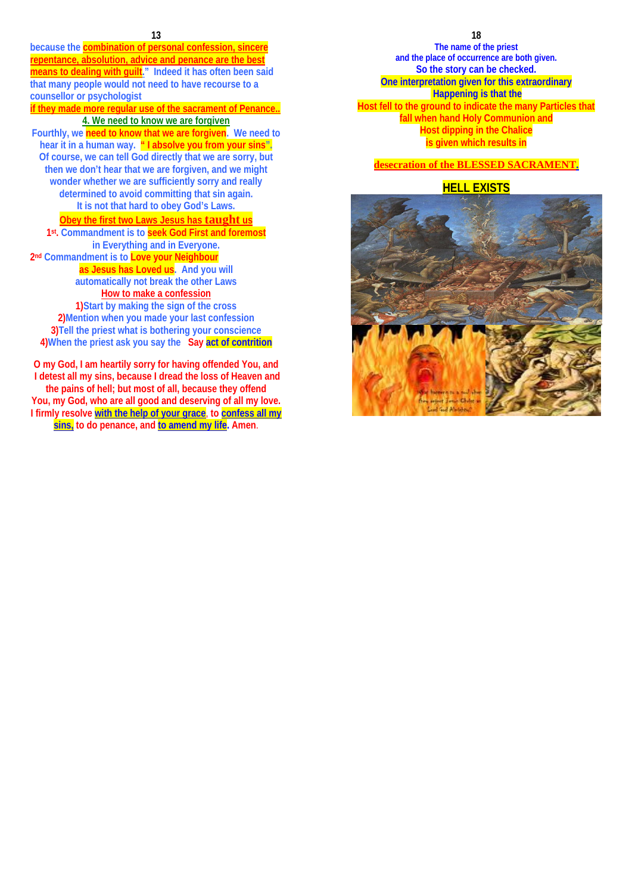because the combination of personal confession, sincere repentance, absolution, advice and penance are the best means to dealing with guilt." Indeed it has often been said that many people would not need to have recourse to a counsellor or psychologist if they made more regular use of the sacrament of Penance..

## 4. We need to know we are forgiven

Fourthly, we need to know that we are forgiven. We need to hear it in a human way. " I absolve you from your sins". Of course, we can tell God directly that we are sorry, but then we don't hear that we are forgiven, and we might wonder whether we are sufficiently sorry and really determined to avoid committing that sin again. It is not that hard to obey God's Laws.

**Obey the first two Laws Jesus has taught us**

1st. Commandment is to seek God First and foremost in Everything and in Everyone.

2nd Commandment is to Love your Neighbour as Jesus has Loved us. And you will automatically not break the other Laws

**How to make a confession**

1) Start by making the sign of the cross
2) Mention when you made your last confession
3) Tell the priest what is bothering your conscience
4) When the priest ask you say the Say act of contrition

O my God, I am heartily sorry for having offended You, and I detest all my sins, because I dread the loss of Heaven and the pains of hell; but most of all, because they offend You, my God, who are all good and deserving of all my love. I firmly resolve with the help of your grace, to confess all my sins, to do penance, and to amend my life. Amen.

The name of the priest and the place of occurrence are both given. So the story can be checked. One interpretation given for this extraordinary Happening is that the Host fell to the ground to indicate the many Particles that fall when hand Holy Communion and Host dipping in the Chalice is given which results in

**desecration of the BLESSED SACRAMENT.**

## HELL EXISTS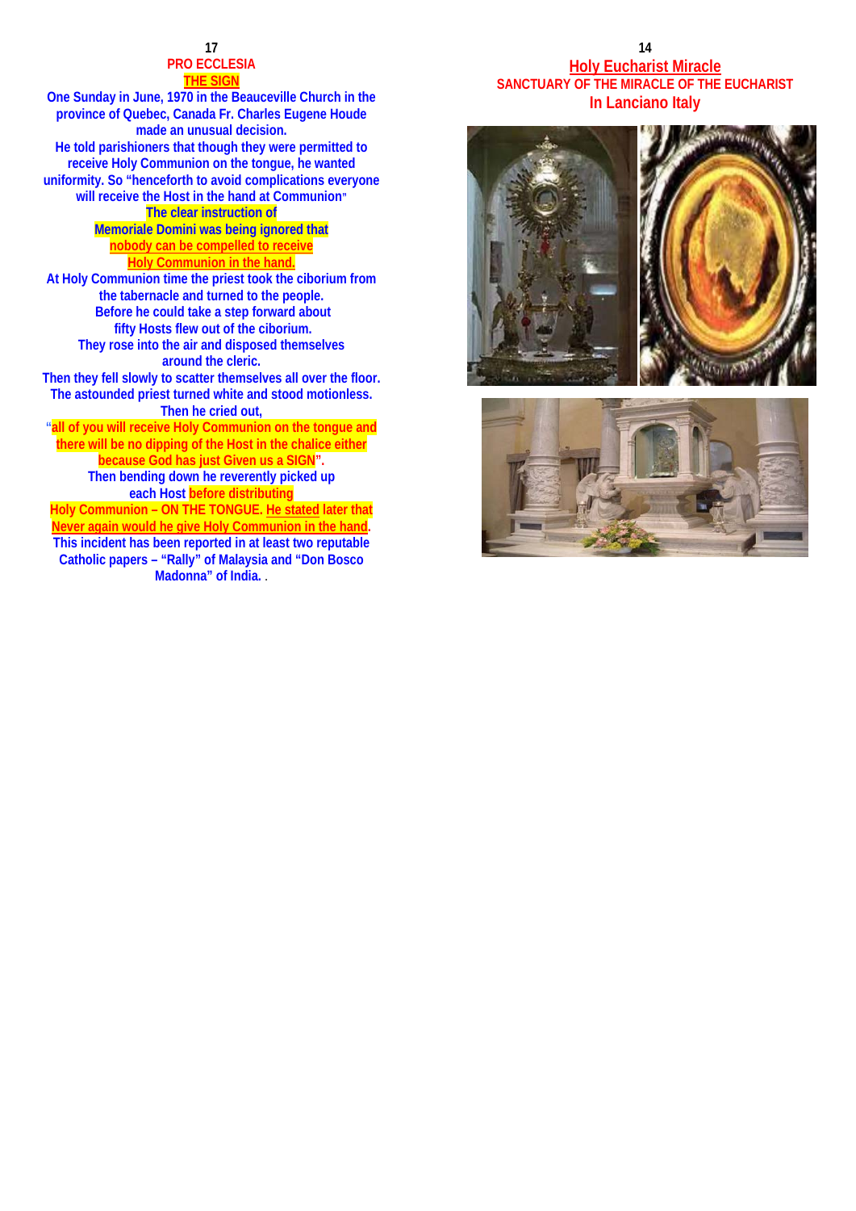## PRO ECCLESIA

### THE SIGN

**One Sunday in June, 1970 in the Beauceville Church in the province of Quebec, Canada Fr. Charles Eugene Houde made an unusual decision.**

**He told parishioners that though they were permitted to receive Holy Communion on the tongue, he wanted uniformity. So "henceforth to avoid complications everyone will receive the Host in the hand at Communion"**

**The clear instruction of Memoriale Domini was being ignored that nobody can be compelled to receive Holy Communion in the hand.**

**At Holy Communion time the priest took the ciborium from the tabernacle and turned to the people.**

**Before he could take a step forward about fifty Hosts flew out of the ciborium.**

**They rose into the air and disposed themselves around the cleric.**

**Then they fell slowly to scatter themselves all over the floor.**

**The astounded priest turned white and stood motionless.**

**Then he cried out,**

**"all of you will receive Holy Communion on the tongue and there will be no dipping of the Host in the chalice either because God has just Given us a SIGN".**

**Then bending down he reverently picked up each Host before distributing Holy Communion – ON THE TONGUE. He stated later that Never again would he give Holy Communion in the hand.**

**This incident has been reported in at least two reputable Catholic papers – "Rally" of Malaysia and "Don Bosco Madonna" of India.** .

## Holy Eucharist Miracle

### SANCTUARY OF THE MIRACLE OF THE EUCHARIST

### In Lanciano Italy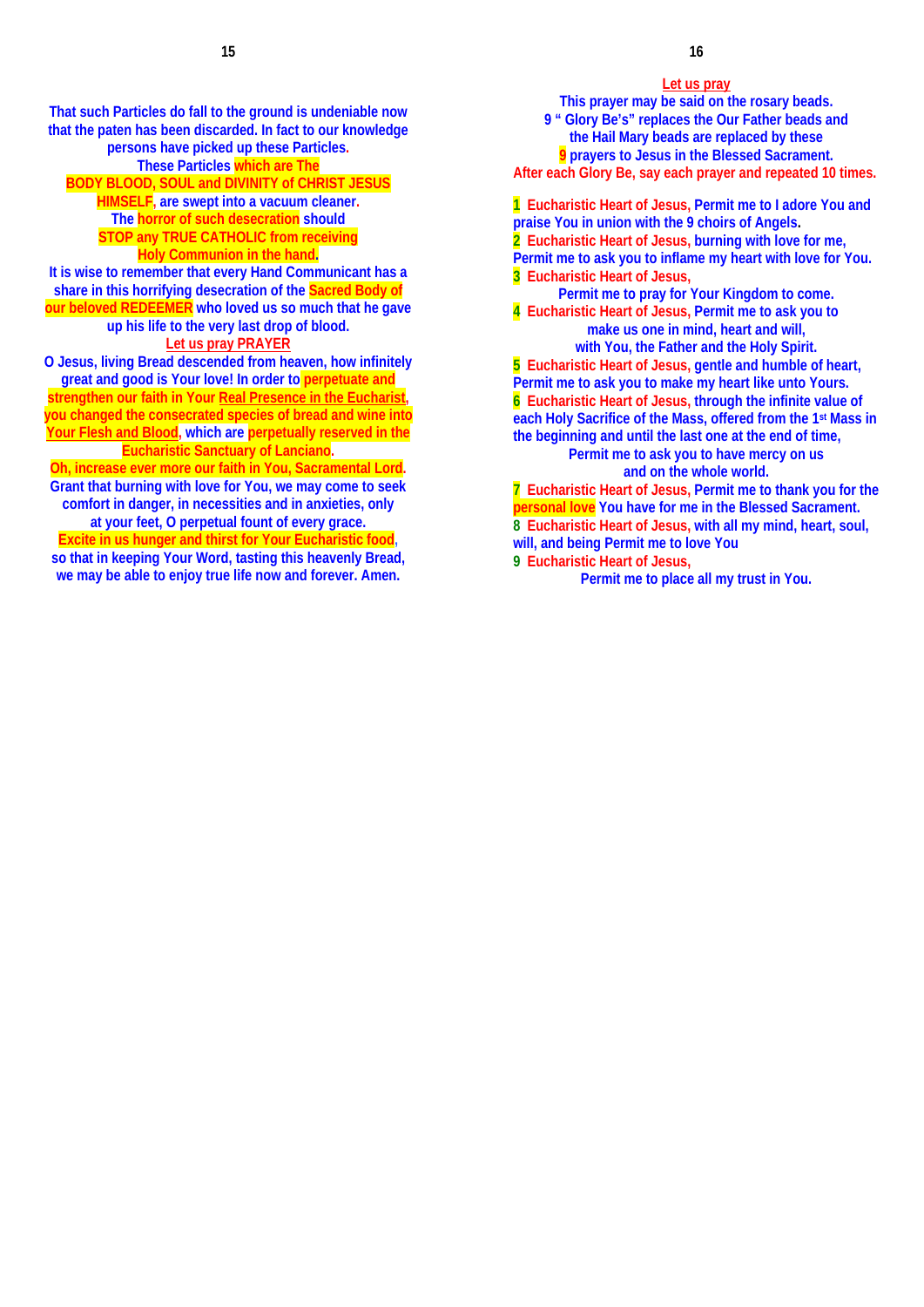That such Particles do fall to the ground is undeniable now that the paten has been discarded. In fact to our knowledge persons have picked up these Particles.
These Particles which are The
BODY BLOOD, SOUL and DIVINITY of CHRIST JESUS HIMSELF, are swept into a vacuum cleaner.
The horror of such desecration should
STOP any TRUE CATHOLIC from receiving
Holy Communion in the hand.
It is wise to remember that every Hand Communicant has a share in this horrifying desecration of the Sacred Body of our beloved REDEEMER who loved us so much that he gave up his life to the very last drop of blood.

## Let us pray PRAYER

O Jesus, living Bread descended from heaven, how infinitely great and good is Your love! In order to perpetuate and strengthen our faith in Your Real Presence in the Eucharist, you changed the consecrated species of bread and wine into Your Flesh and Blood, which are perpetually reserved in the Eucharistic Sanctuary of Lanciano.
Oh, increase ever more our faith in You, Sacramental Lord.
Grant that burning with love for You, we may come to seek comfort in danger, in necessities and in anxieties, only at your feet, O perpetual fount of every grace.
Excite in us hunger and thirst for Your Eucharistic food, so that in keeping Your Word, tasting this heavenly Bread, we may be able to enjoy true life now and forever. Amen.

## Let us pray

This prayer may be said on the rosary beads.
9 " Glory Be's" replaces the Our Father beads and the Hail Mary beads are replaced by these
9 prayers to Jesus in the Blessed Sacrament.
After each Glory Be, say each prayer and repeated 10 times.

1 Eucharistic Heart of Jesus, Permit me to I adore You and praise You in union with the 9 choirs of Angels.
2 Eucharistic Heart of Jesus, burning with love for me, Permit me to ask you to inflame my heart with love for You.
3 Eucharistic Heart of Jesus,
Permit me to pray for Your Kingdom to come.
4 Eucharistic Heart of Jesus, Permit me to ask you to make us one in mind, heart and will, with You, the Father and the Holy Spirit.
5 Eucharistic Heart of Jesus, gentle and humble of heart, Permit me to ask you to make my heart like unto Yours.
6 Eucharistic Heart of Jesus, through the infinite value of each Holy Sacrifice of the Mass, offered from the 1st Mass in the beginning and until the last one at the end of time,
Permit me to ask you to have mercy on us and on the whole world.
7 Eucharistic Heart of Jesus, Permit me to thank you for the personal love You have for me in the Blessed Sacrament.
8 Eucharistic Heart of Jesus, with all my mind, heart, soul, will, and being Permit me to love You
9 Eucharistic Heart of Jesus,
Permit me to place all my trust in You.